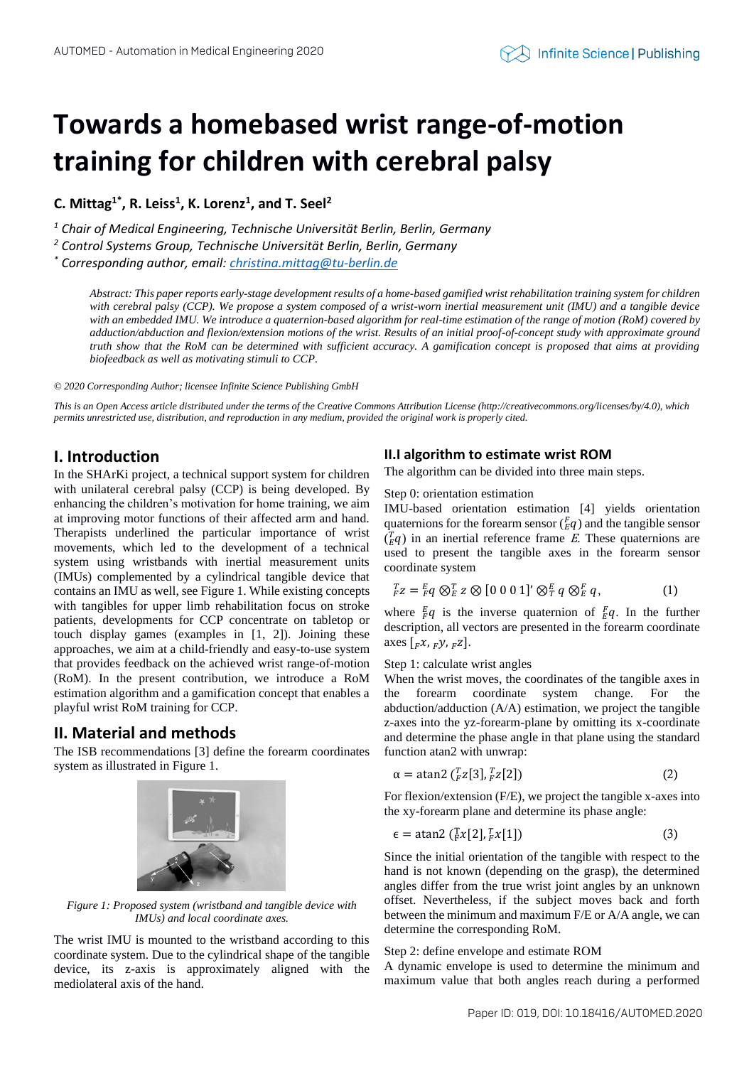# Towards a homebased wrist range-of-motion training for children with cerebral palsy

**C. Mittag[1*], R. Leiss[1], K. Lorenz[1], and T. Seel[2]**

*[1] Chair of Medical Engineering, Technische Universität Berlin, Berlin, Germany*

*[2] Control Systems Group, Technische Universität Berlin, Berlin, Germany*

*[*] Corresponding author, email: christina.mittag@tu-berlin.de*

*Abstract: This paper reports early-stage development results of a home-based gamified wrist rehabilitation training system for children with cerebral palsy (CCP). We propose a system composed of a wrist-worn inertial measurement unit (IMU) and a tangible device with an embedded IMU. We introduce a quaternion-based algorithm for real-time estimation of the range of motion (RoM) covered by adduction/abduction and flexion/extension motions of the wrist. Results of an initial proof-of-concept study with approximate ground truth show that the RoM can be determined with sufficient accuracy. A gamification concept is proposed that aims at providing biofeedback as well as motivating stimuli to CCP.*

*© 2020 Corresponding Author; licensee Infinite Science Publishing GmbH*

*This is an Open Access article distributed under the terms of the Creative Commons Attribution License (http://creativecommons.org/licenses/by/4.0), which permits unrestricted use, distribution, and reproduction in any medium, provided the original work is properly cited.*

## I. Introduction

In the SHArKi project, a technical support system for children with unilateral cerebral palsy (CCP) is being developed. By enhancing the children's motivation for home training, we aim at improving motor functions of their affected arm and hand. Therapists underlined the particular importance of wrist movements, which led to the development of a technical system using wristbands with inertial measurement units (IMUs) complemented by a cylindrical tangible device that contains an IMU as well, see Figure 1. While existing concepts with tangibles for upper limb rehabilitation focus on stroke patients, developments for CCP concentrate on tabletop or touch display games (examples in [1, 2]). Joining these approaches, we aim at a child-friendly and easy-to-use system that provides feedback on the achieved wrist range-of-motion (RoM). In the present contribution, we introduce a RoM estimation algorithm and a gamification concept that enables a playful wrist RoM training for CCP.

## II. Material and methods

The ISB recommendations [3] define the forearm coordinates system as illustrated in Figure 1.

*Figure 1: Proposed system (wristband and tangible device with IMUs) and local coordinate axes.*

The wrist IMU is mounted to the wristband according to this coordinate system. Due to the cylindrical shape of the tangible device, its z-axis is approximately aligned with the mediolateral axis of the hand.

### II.I algorithm to estimate wrist ROM

The algorithm can be divided into three main steps.

Step 0: orientation estimation

IMU-based orientation estimation [4] yields orientation quaternions for the forearm sensor (${}^{F}_{E}q$) and the tangible sensor (${}^{T}_{E}q$) in an inertial reference frame *E*. These quaternions are used to present the tangible axes in the forearm sensor coordinate system

$$ {}^{T}_{F}z = {}^{E}_{F}q \otimes {}^{T}_{E}\,z \otimes [0\;0\;0\;1]' \otimes {}^{E}_{T}\,q \otimes {}^{F}_{E}\,q, \tag{1}$$

where ${}^{E}_{F}q$ is the inverse quaternion of ${}^{F}_{E}q$. In the further description, all vectors are presented in the forearm coordinate axes $[{}_{F}x, {}_{F}y, {}_{F}z]$.

Step 1: calculate wrist angles

When the wrist moves, the coordinates of the tangible axes in the forearm coordinate system change. For the abduction/adduction (A/A) estimation, we project the tangible z-axes into the yz-forearm-plane by omitting its x-coordinate and determine the phase angle in that plane using the standard function atan2 with unwrap:

$$ \alpha = \operatorname{atan2}\left({}^{T}_{F}z[3], {}^{T}_{F}z[2]\right) \tag{2}$$

For flexion/extension (F/E), we project the tangible x-axes into the xy-forearm plane and determine its phase angle:

$$ \epsilon = \operatorname{atan2}\left({}^{T}_{F}x[2], {}^{T}_{F}x[1]\right) \tag{3}$$

Since the initial orientation of the tangible with respect to the hand is not known (depending on the grasp), the determined angles differ from the true wrist joint angles by an unknown offset. Nevertheless, if the subject moves back and forth between the minimum and maximum F/E or A/A angle, we can determine the corresponding RoM.

Step 2: define envelope and estimate ROM

A dynamic envelope is used to determine the minimum and maximum value that both angles reach during a performed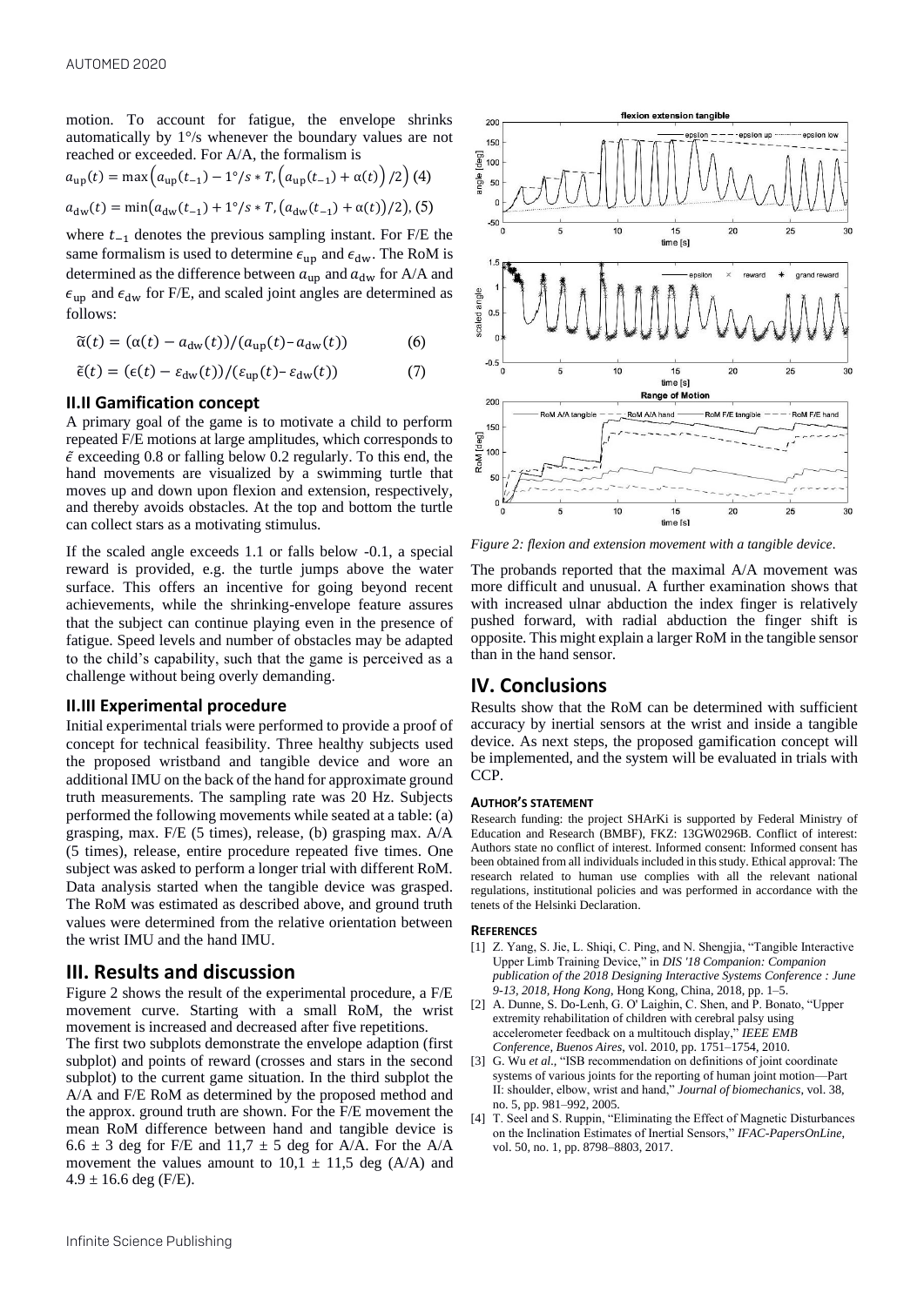motion. To account for fatigue, the envelope shrinks automatically by 1°/s whenever the boundary values are not reached or exceeded. For A/A, the formalism is

$$a_{\mathrm{up}}(t) = \max\left(a_{\mathrm{up}}(t_{-1}) - 1°/s * T, \left(a_{\mathrm{up}}(t_{-1}) + \alpha(t)\right)/2\right) \quad (4)$$

$$a_{\mathrm{dw}}(t) = \min\left(a_{\mathrm{dw}}(t_{-1}) + 1°/s * T, \left(a_{\mathrm{dw}}(t_{-1}) + \alpha(t)\right)/2\right), \quad (5)$$

where $t_{-1}$ denotes the previous sampling instant. For F/E the same formalism is used to determine $\epsilon_{\mathrm{up}}$ and $\epsilon_{\mathrm{dw}}$. The RoM is determined as the difference between $a_{\mathrm{up}}$ and $a_{\mathrm{dw}}$ for A/A and $\epsilon_{\mathrm{up}}$ and $\epsilon_{\mathrm{dw}}$ for F/E, and scaled joint angles are determined as follows:

$$\tilde{\alpha}(t) = (\alpha(t) - a_{\mathrm{dw}}(t))/(a_{\mathrm{up}}(t) - a_{\mathrm{dw}}(t)) \quad (6)$$

$$\tilde{\epsilon}(t) = (\epsilon(t) - \varepsilon_{\mathrm{dw}}(t))/(\varepsilon_{\mathrm{up}}(t) - \varepsilon_{\mathrm{dw}}(t)) \quad (7)$$

### II.II Gamification concept

A primary goal of the game is to motivate a child to perform repeated F/E motions at large amplitudes, which corresponds to $\tilde{\epsilon}$ exceeding 0.8 or falling below 0.2 regularly. To this end, the hand movements are visualized by a swimming turtle that moves up and down upon flexion and extension, respectively, and thereby avoids obstacles. At the top and bottom the turtle can collect stars as a motivating stimulus.

If the scaled angle exceeds 1.1 or falls below -0.1, a special reward is provided, e.g. the turtle jumps above the water surface. This offers an incentive for going beyond recent achievements, while the shrinking-envelope feature assures that the subject can continue playing even in the presence of fatigue. Speed levels and number of obstacles may be adapted to the child's capability, such that the game is perceived as a challenge without being overly demanding.

### II.III Experimental procedure

Initial experimental trials were performed to provide a proof of concept for technical feasibility. Three healthy subjects used the proposed wristband and tangible device and wore an additional IMU on the back of the hand for approximate ground truth measurements. The sampling rate was 20 Hz. Subjects performed the following movements while seated at a table: (a) grasping, max. F/E (5 times), release, (b) grasping max. A/A (5 times), release, entire procedure repeated five times. One subject was asked to perform a longer trial with different RoM. Data analysis started when the tangible device was grasped. The RoM was estimated as described above, and ground truth values were determined from the relative orientation between the wrist IMU and the hand IMU.

## III. Results and discussion

Figure 2 shows the result of the experimental procedure, a F/E movement curve. Starting with a small RoM, the wrist movement is increased and decreased after five repetitions.

The first two subplots demonstrate the envelope adaption (first subplot) and points of reward (crosses and stars in the second subplot) to the current game situation. In the third subplot the A/A and F/E RoM as determined by the proposed method and the approx. ground truth are shown. For the F/E movement the mean RoM difference between hand and tangible device is 6.6 ± 3 deg for F/E and 11,7 ± 5 deg for A/A. For the A/A movement the values amount to 10,1 ± 11,5 deg (A/A) and 4.9 ± 16.6 deg (F/E).

flexion extension tangible

epsilon, epsilon up, epsilon low

angle [deg]

time [s]

epsilon, reward, grand reward

scaled angle

time [s]

Range of Motion

RoM A/A tangible, RoM A/A hand, RoM F/E tangible, RoM F/E hand

RoM [deg]

time [s]

*Figure 2: flexion and extension movement with a tangible device.*

The probands reported that the maximal A/A movement was more difficult and unusual. A further examination shows that with increased ulnar abduction the index finger is relatively pushed forward, with radial abduction the finger shift is opposite. This might explain a larger RoM in the tangible sensor than in the hand sensor.

## IV. Conclusions

Results show that the RoM can be determined with sufficient accuracy by inertial sensors at the wrist and inside a tangible device. As next steps, the proposed gamification concept will be implemented, and the system will be evaluated in trials with CCP.

#### AUTHOR'S STATEMENT

Research funding: the project SHArKi is supported by Federal Ministry of Education and Research (BMBF), FKZ: 13GW0296B. Conflict of interest: Authors state no conflict of interest. Informed consent: Informed consent has been obtained from all individuals included in this study. Ethical approval: The research related to human use complies with all the relevant national regulations, institutional policies and was performed in accordance with the tenets of the Helsinki Declaration.

#### REFERENCES

[1] Z. Yang, S. Jie, L. Shiqi, C. Ping, and N. Shengjia, "Tangible Interactive Upper Limb Training Device," in *DIS '18 Companion: Companion publication of the 2018 Designing Interactive Systems Conference : June 9-13, 2018, Hong Kong*, Hong Kong, China, 2018, pp. 1–5.

[2] A. Dunne, S. Do-Lenh, G. O' Laighin, C. Shen, and P. Bonato, "Upper extremity rehabilitation of children with cerebral palsy using accelerometer feedback on a multitouch display," *IEEE EMB Conference, Buenos Aires*, vol. 2010, pp. 1751–1754, 2010.

[3] G. Wu *et al.*, "ISB recommendation on definitions of joint coordinate systems of various joints for the reporting of human joint motion—Part II: shoulder, elbow, wrist and hand," *Journal of biomechanics*, vol. 38, no. 5, pp. 981–992, 2005.

[4] T. Seel and S. Ruppin, "Eliminating the Effect of Magnetic Disturbances on the Inclination Estimates of Inertial Sensors," *IFAC-PapersOnLine*, vol. 50, no. 1, pp. 8798–8803, 2017.